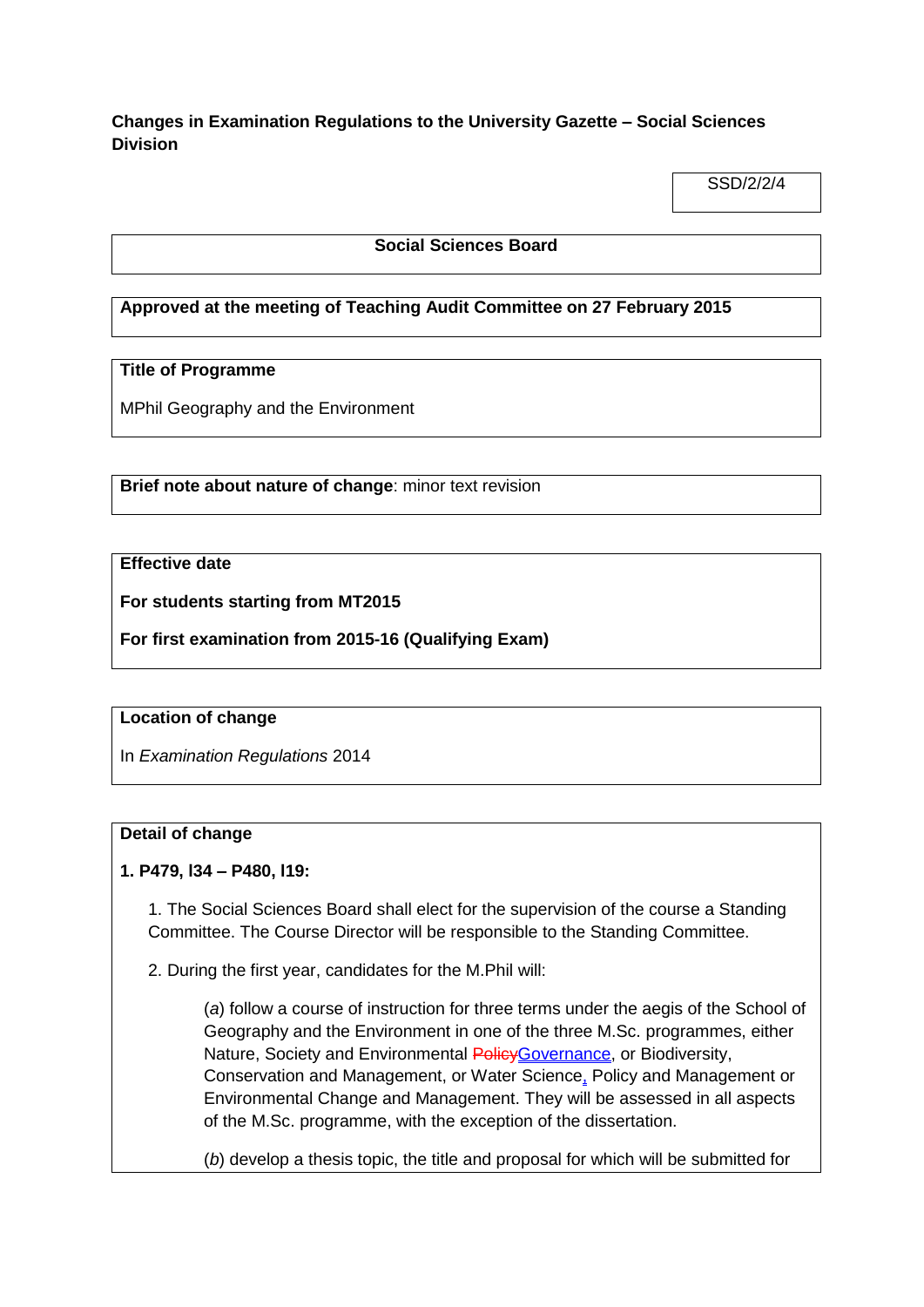**Changes in Examination Regulations to the University Gazette – Social Sciences Division**

SSD/2/2/4

**Social Sciences Board**

**Approved at the meeting of Teaching Audit Committee on 27 February 2015**

**Title of Programme**

MPhil Geography and the Environment

**Brief note about nature of change**: minor text revision

**Effective date**

**For students starting from MT2015**

**For first examination from 2015-16 (Qualifying Exam)**

**Location of change**

In *Examination Regulations* 2014

**Detail of change**

**1. P479, l34 – P480, l19:**

1. The Social Sciences Board shall elect for the supervision of the course a Standing Committee. The Course Director will be responsible to the Standing Committee.

2. During the first year, candidates for the M.Phil will:

(*a*) follow a course of instruction for three terms under the aegis of the School of Geography and the Environment in one of the three M.Sc. programmes, either Nature, Society and Environmental ~~Policy~~Governance, or Biodiversity, Conservation and Management, or Water Science, Policy and Management or Environmental Change and Management. They will be assessed in all aspects of the M.Sc. programme, with the exception of the dissertation.

(*b*) develop a thesis topic, the title and proposal for which will be submitted for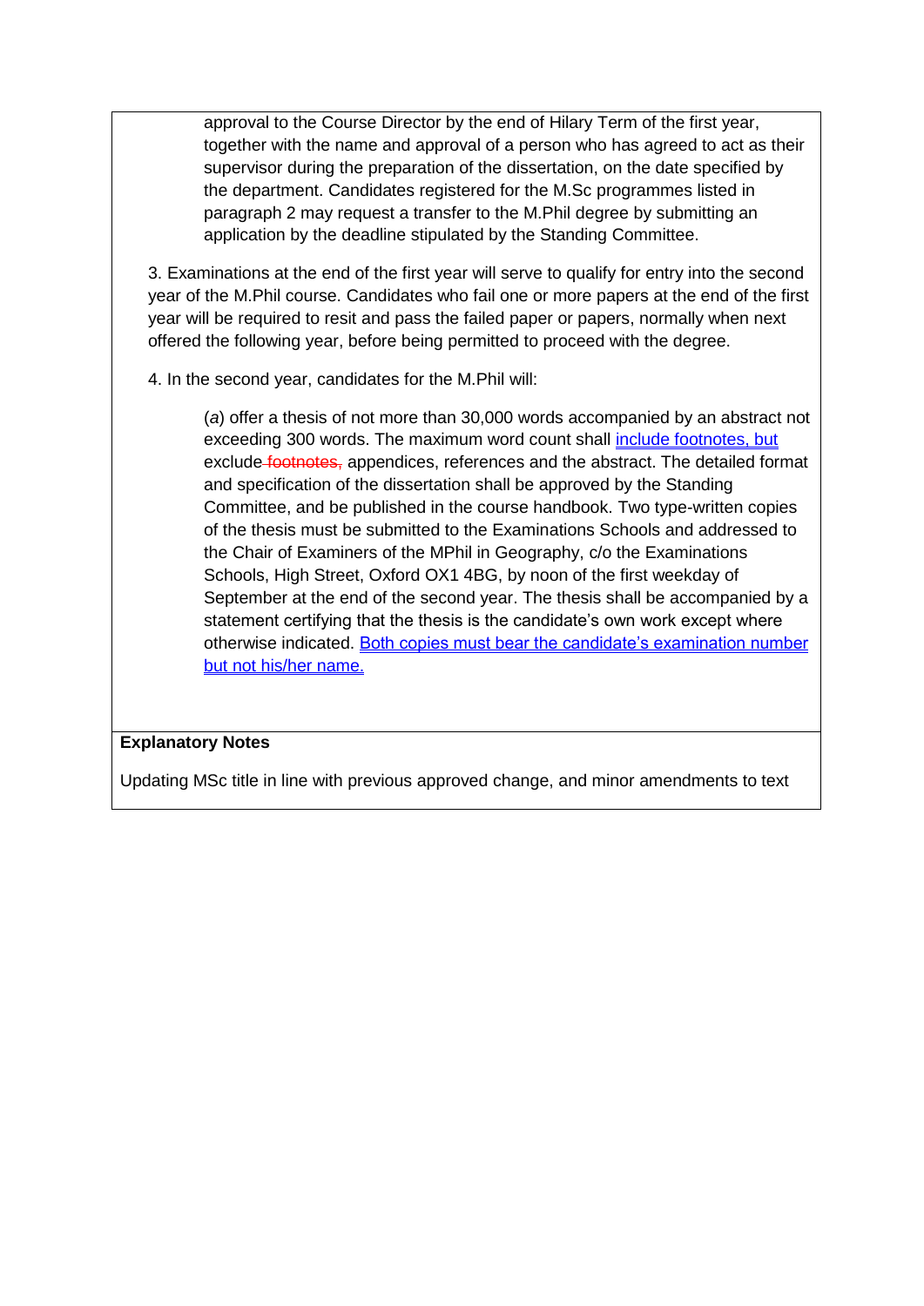approval to the Course Director by the end of Hilary Term of the first year, together with the name and approval of a person who has agreed to act as their supervisor during the preparation of the dissertation, on the date specified by the department. Candidates registered for the M.Sc programmes listed in paragraph 2 may request a transfer to the M.Phil degree by submitting an application by the deadline stipulated by the Standing Committee.

3. Examinations at the end of the first year will serve to qualify for entry into the second year of the M.Phil course. Candidates who fail one or more papers at the end of the first year will be required to resit and pass the failed paper or papers, normally when next offered the following year, before being permitted to proceed with the degree.

4. In the second year, candidates for the M.Phil will:

(*a*) offer a thesis of not more than 30,000 words accompanied by an abstract not exceeding 300 words. The maximum word count shall include footnotes, but exclude ~~footnotes,~~ appendices, references and the abstract. The detailed format and specification of the dissertation shall be approved by the Standing Committee, and be published in the course handbook. Two type-written copies of the thesis must be submitted to the Examinations Schools and addressed to the Chair of Examiners of the MPhil in Geography, c/o the Examinations Schools, High Street, Oxford OX1 4BG, by noon of the first weekday of September at the end of the second year. The thesis shall be accompanied by a statement certifying that the thesis is the candidate's own work except where otherwise indicated. Both copies must bear the candidate's examination number but not his/her name.

**Explanatory Notes**

Updating MSc title in line with previous approved change, and minor amendments to text